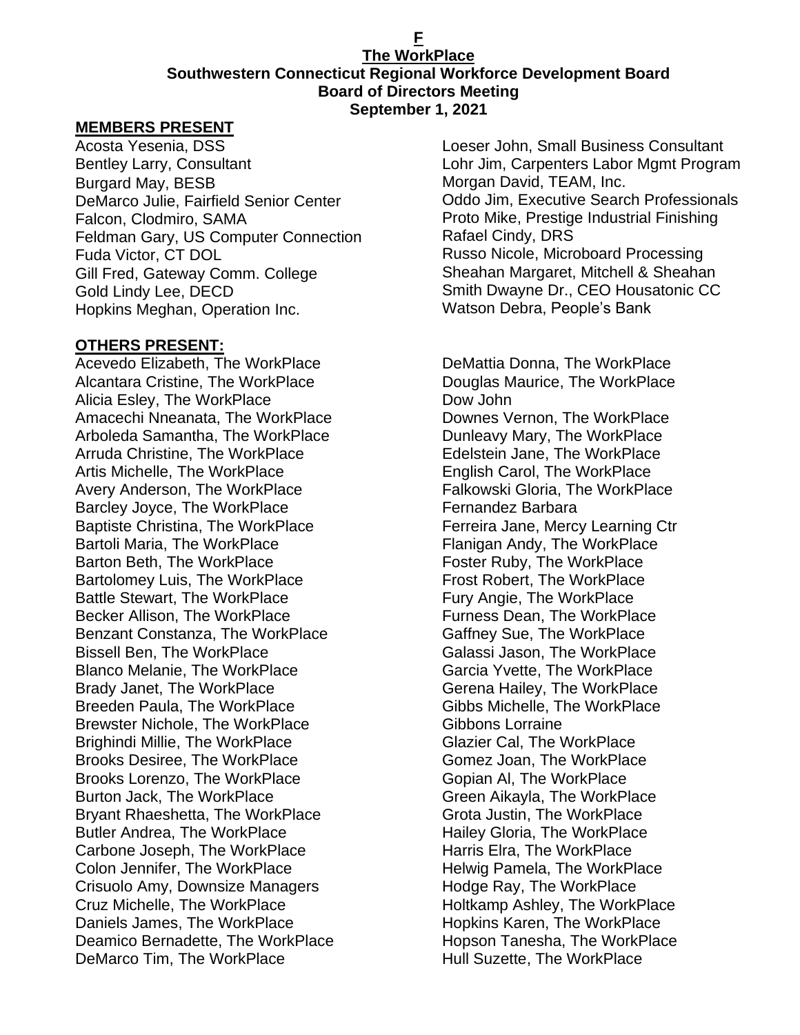**F**

**The WorkPlace**

**Southwestern Connecticut Regional Workforce Development Board**

**Board of Directors Meeting**

**September 1, 2021**

## MEMBERS PRESENT

Acosta Yesenia, DSS
Bentley Larry, Consultant
Burgard May, BESB
DeMarco Julie, Fairfield Senior Center
Falcon, Clodmiro, SAMA
Feldman Gary, US Computer Connection
Fuda Victor, CT DOL
Gill Fred, Gateway Comm. College
Gold Lindy Lee, DECD
Hopkins Meghan, Operation Inc.
Loeser John, Small Business Consultant
Lohr Jim, Carpenters Labor Mgmt Program
Morgan David, TEAM, Inc.
Oddo Jim, Executive Search Professionals
Proto Mike, Prestige Industrial Finishing
Rafael Cindy, DRS
Russo Nicole, Microboard Processing
Sheahan Margaret, Mitchell & Sheahan
Smith Dwayne Dr., CEO Housatonic CC
Watson Debra, People's Bank

## OTHERS PRESENT:

Acevedo Elizabeth, The WorkPlace
Alcantara Cristine, The WorkPlace
Alicia Esley, The WorkPlace
Amacechi Nneanata, The WorkPlace
Arboleda Samantha, The WorkPlace
Arruda Christine, The WorkPlace
Artis Michelle, The WorkPlace
Avery Anderson, The WorkPlace
Barcley Joyce, The WorkPlace
Baptiste Christina, The WorkPlace
Bartoli Maria, The WorkPlace
Barton Beth, The WorkPlace
Bartolomey Luis, The WorkPlace
Battle Stewart, The WorkPlace
Becker Allison, The WorkPlace
Benzant Constanza, The WorkPlace
Bissell Ben, The WorkPlace
Blanco Melanie, The WorkPlace
Brady Janet, The WorkPlace
Breeden Paula, The WorkPlace
Brewster Nichole, The WorkPlace
Brighindi Millie, The WorkPlace
Brooks Desiree, The WorkPlace
Brooks Lorenzo, The WorkPlace
Burton Jack, The WorkPlace
Bryant Rhaeshetta, The WorkPlace
Butler Andrea, The WorkPlace
Carbone Joseph, The WorkPlace
Colon Jennifer, The WorkPlace
Crisuolo Amy, Downsize Managers
Cruz Michelle, The WorkPlace
Daniels James, The WorkPlace
Deamico Bernadette, The WorkPlace
DeMarco Tim, The WorkPlace
DeMattia Donna, The WorkPlace
Douglas Maurice, The WorkPlace
Dow John
Downes Vernon, The WorkPlace
Dunleavy Mary, The WorkPlace
Edelstein Jane, The WorkPlace
English Carol, The WorkPlace
Falkowski Gloria, The WorkPlace
Fernandez Barbara
Ferreira Jane, Mercy Learning Ctr
Flanigan Andy, The WorkPlace
Foster Ruby, The WorkPlace
Frost Robert, The WorkPlace
Fury Angie, The WorkPlace
Furness Dean, The WorkPlace
Gaffney Sue, The WorkPlace
Galassi Jason, The WorkPlace
Garcia Yvette, The WorkPlace
Gerena Hailey, The WorkPlace
Gibbs Michelle, The WorkPlace
Gibbons Lorraine
Glazier Cal, The WorkPlace
Gomez Joan, The WorkPlace
Gopian Al, The WorkPlace
Green Aikayla, The WorkPlace
Grota Justin, The WorkPlace
Hailey Gloria, The WorkPlace
Harris Elra, The WorkPlace
Helwig Pamela, The WorkPlace
Hodge Ray, The WorkPlace
Holtkamp Ashley, The WorkPlace
Hopkins Karen, The WorkPlace
Hopson Tanesha, The WorkPlace
Hull Suzette, The WorkPlace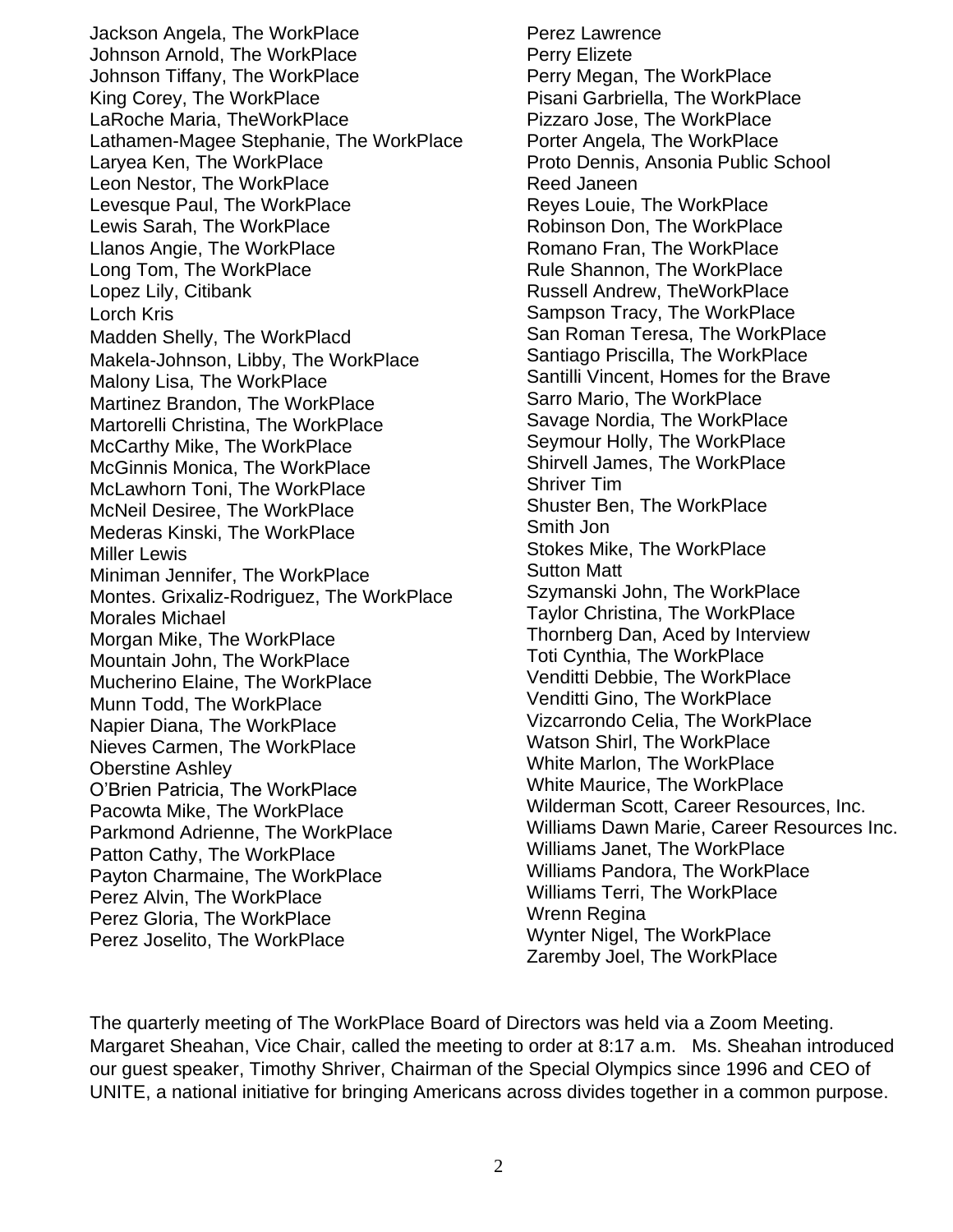Jackson Angela, The WorkPlace
Johnson Arnold, The WorkPlace
Johnson Tiffany, The WorkPlace
King Corey, The WorkPlace
LaRoche Maria, TheWorkPlace
Lathamen-Magee Stephanie, The WorkPlace
Laryea Ken, The WorkPlace
Leon Nestor, The WorkPlace
Levesque Paul, The WorkPlace
Lewis Sarah, The WorkPlace
Llanos Angie, The WorkPlace
Long Tom, The WorkPlace
Lopez Lily, Citibank
Lorch Kris
Madden Shelly, The WorkPlacd
Makela-Johnson, Libby, The WorkPlace
Malony Lisa, The WorkPlace
Martinez Brandon, The WorkPlace
Martorelli Christina, The WorkPlace
McCarthy Mike, The WorkPlace
McGinnis Monica, The WorkPlace
McLawhorn Toni, The WorkPlace
McNeil Desiree, The WorkPlace
Mederas Kinski, The WorkPlace
Miller Lewis
Miniman Jennifer, The WorkPlace
Montes. Grixaliz-Rodriguez, The WorkPlace
Morales Michael
Morgan Mike, The WorkPlace
Mountain John, The WorkPlace
Mucherino Elaine, The WorkPlace
Munn Todd, The WorkPlace
Napier Diana, The WorkPlace
Nieves Carmen, The WorkPlace
Oberstine Ashley
O'Brien Patricia, The WorkPlace
Pacowta Mike, The WorkPlace
Parkmond Adrienne, The WorkPlace
Patton Cathy, The WorkPlace
Payton Charmaine, The WorkPlace
Perez Alvin, The WorkPlace
Perez Gloria, The WorkPlace
Perez Joselito, The WorkPlace
Perez Lawrence
Perry Elizete
Perry Megan, The WorkPlace
Pisani Garbriella, The WorkPlace
Pizzaro Jose, The WorkPlace
Porter Angela, The WorkPlace
Proto Dennis, Ansonia Public School
Reed Janeen
Reyes Louie, The WorkPlace
Robinson Don, The WorkPlace
Romano Fran, The WorkPlace
Rule Shannon, The WorkPlace
Russell Andrew, TheWorkPlace
Sampson Tracy, The WorkPlace
San Roman Teresa, The WorkPlace
Santiago Priscilla, The WorkPlace
Santilli Vincent, Homes for the Brave
Sarro Mario, The WorkPlace
Savage Nordia, The WorkPlace
Seymour Holly, The WorkPlace
Shirvell James, The WorkPlace
Shriver Tim
Shuster Ben, The WorkPlace
Smith Jon
Stokes Mike, The WorkPlace
Sutton Matt
Szymanski John, The WorkPlace
Taylor Christina, The WorkPlace
Thornberg Dan, Aced by Interview
Toti Cynthia, The WorkPlace
Venditti Debbie, The WorkPlace
Venditti Gino, The WorkPlace
Vizcarrondo Celia, The WorkPlace
Watson Shirl, The WorkPlace
White Marlon, The WorkPlace
White Maurice, The WorkPlace
Wilderman Scott, Career Resources, Inc.
Williams Dawn Marie, Career Resources Inc.
Williams Janet, The WorkPlace
Williams Pandora, The WorkPlace
Williams Terri, The WorkPlace
Wrenn Regina
Wynter Nigel, The WorkPlace
Zaremby Joel, The WorkPlace

The quarterly meeting of The WorkPlace Board of Directors was held via a Zoom Meeting. Margaret Sheahan, Vice Chair, called the meeting to order at 8:17 a.m. Ms. Sheahan introduced our guest speaker, Timothy Shriver, Chairman of the Special Olympics since 1996 and CEO of UNITE, a national initiative for bringing Americans across divides together in a common purpose.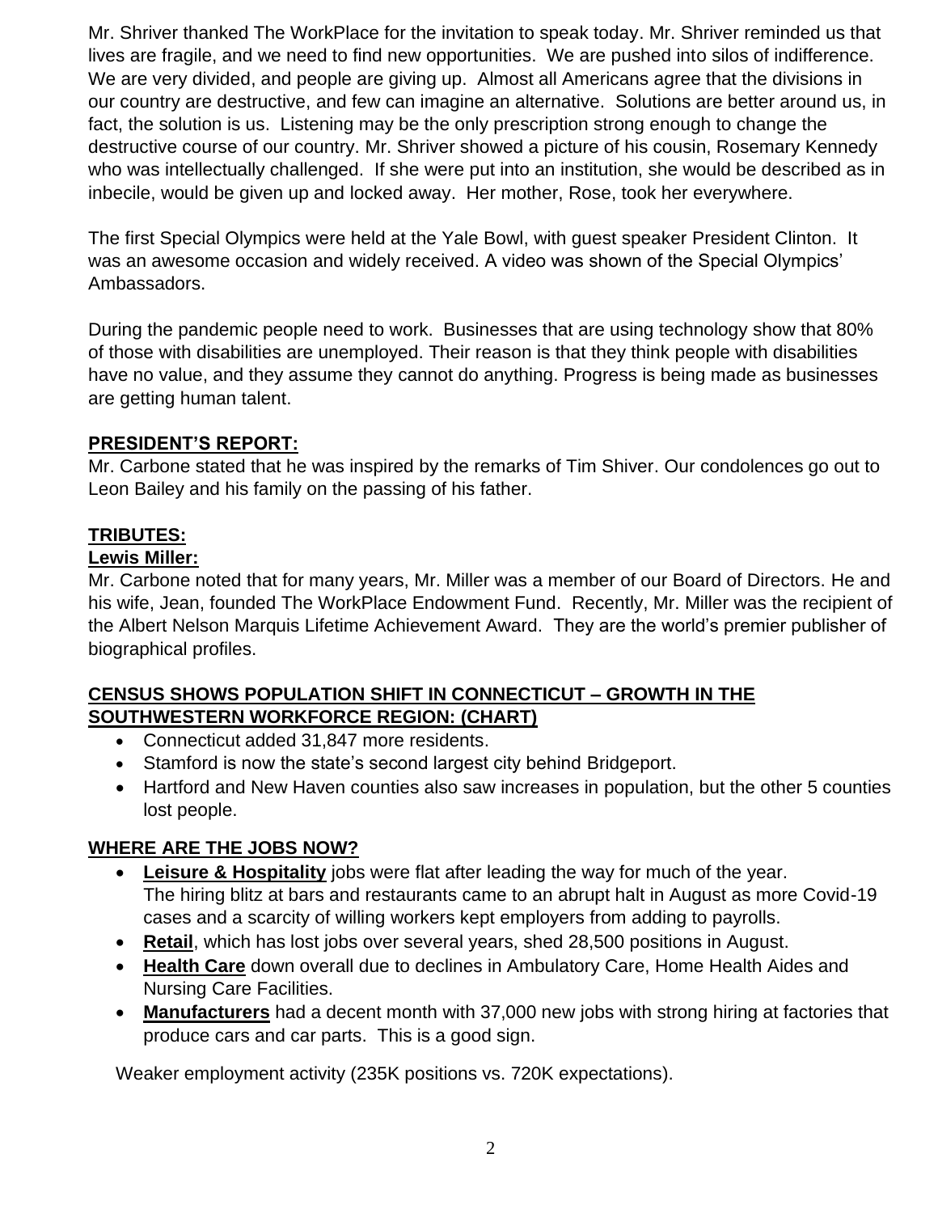Mr. Shriver thanked The WorkPlace for the invitation to speak today. Mr. Shriver reminded us that lives are fragile, and we need to find new opportunities. We are pushed into silos of indifference. We are very divided, and people are giving up. Almost all Americans agree that the divisions in our country are destructive, and few can imagine an alternative. Solutions are better around us, in fact, the solution is us. Listening may be the only prescription strong enough to change the destructive course of our country. Mr. Shriver showed a picture of his cousin, Rosemary Kennedy who was intellectually challenged. If she were put into an institution, she would be described as in inbecile, would be given up and locked away. Her mother, Rose, took her everywhere.

The first Special Olympics were held at the Yale Bowl, with guest speaker President Clinton. It was an awesome occasion and widely received. A video was shown of the Special Olympics' Ambassadors.

During the pandemic people need to work. Businesses that are using technology show that 80% of those with disabilities are unemployed. Their reason is that they think people with disabilities have no value, and they assume they cannot do anything. Progress is being made as businesses are getting human talent.

## **PRESIDENT'S REPORT:**

Mr. Carbone stated that he was inspired by the remarks of Tim Shiver. Our condolences go out to Leon Bailey and his family on the passing of his father.

## **TRIBUTES:**

### **Lewis Miller:**

Mr. Carbone noted that for many years, Mr. Miller was a member of our Board of Directors. He and his wife, Jean, founded The WorkPlace Endowment Fund. Recently, Mr. Miller was the recipient of the Albert Nelson Marquis Lifetime Achievement Award. They are the world's premier publisher of biographical profiles.

## **CENSUS SHOWS POPULATION SHIFT IN CONNECTICUT – GROWTH IN THE SOUTHWESTERN WORKFORCE REGION: (CHART)**

- Connecticut added 31,847 more residents.
- Stamford is now the state's second largest city behind Bridgeport.
- Hartford and New Haven counties also saw increases in population, but the other 5 counties lost people.

## **WHERE ARE THE JOBS NOW?**

- **Leisure & Hospitality** jobs were flat after leading the way for much of the year. The hiring blitz at bars and restaurants came to an abrupt halt in August as more Covid-19 cases and a scarcity of willing workers kept employers from adding to payrolls.
- **Retail**, which has lost jobs over several years, shed 28,500 positions in August.
- **Health Care** down overall due to declines in Ambulatory Care, Home Health Aides and Nursing Care Facilities.
- **Manufacturers** had a decent month with 37,000 new jobs with strong hiring at factories that produce cars and car parts. This is a good sign.

Weaker employment activity (235K positions vs. 720K expectations).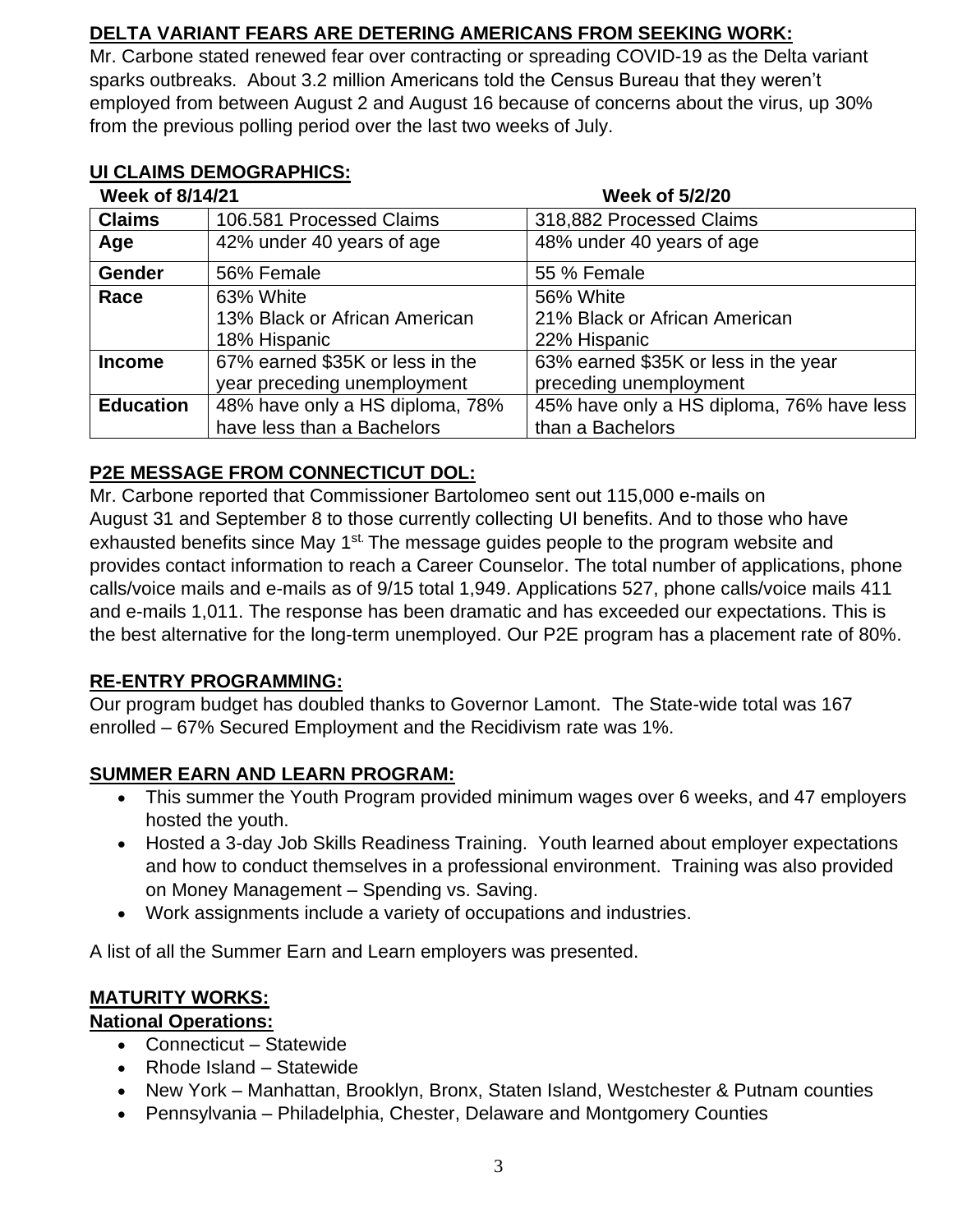## DELTA VARIANT FEARS ARE DETERING AMERICANS FROM SEEKING WORK:

Mr. Carbone stated renewed fear over contracting or spreading COVID-19 as the Delta variant sparks outbreaks. About 3.2 million Americans told the Census Bureau that they weren't employed from between August 2 and August 16 because of concerns about the virus, up 30% from the previous polling period over the last two weeks of July.

## UI CLAIMS DEMOGRAPHICS:

| | Week of 8/14/21 | Week of 5/2/20 |
|---|---|---|
| **Claims** | 106.581 Processed Claims | 318,882 Processed Claims |
| **Age** | 42% under 40 years of age | 48% under 40 years of age |
| **Gender** | 56% Female | 55 % Female |
| **Race** | 63% White<br>13% Black or African American<br>18% Hispanic | 56% White<br>21% Black or African American<br>22% Hispanic |
| **Income** | 67% earned $35K or less in the year preceding unemployment | 63% earned $35K or less in the year preceding unemployment |
| **Education** | 48% have only a HS diploma, 78% have less than a Bachelors | 45% have only a HS diploma, 76% have less than a Bachelors |

## P2E MESSAGE FROM CONNECTICUT DOL:

Mr. Carbone reported that Commissioner Bartolomeo sent out 115,000 e-mails on August 31 and September 8 to those currently collecting UI benefits. And to those who have exhausted benefits since May 1st. The message guides people to the program website and provides contact information to reach a Career Counselor. The total number of applications, phone calls/voice mails and e-mails as of 9/15 total 1,949. Applications 527, phone calls/voice mails 411 and e-mails 1,011. The response has been dramatic and has exceeded our expectations. This is the best alternative for the long-term unemployed. Our P2E program has a placement rate of 80%.

## RE-ENTRY PROGRAMMING:

Our program budget has doubled thanks to Governor Lamont. The State-wide total was 167 enrolled – 67% Secured Employment and the Recidivism rate was 1%.

## SUMMER EARN AND LEARN PROGRAM:

- This summer the Youth Program provided minimum wages over 6 weeks, and 47 employers hosted the youth.
- Hosted a 3-day Job Skills Readiness Training. Youth learned about employer expectations and how to conduct themselves in a professional environment. Training was also provided on Money Management – Spending vs. Saving.
- Work assignments include a variety of occupations and industries.

A list of all the Summer Earn and Learn employers was presented.

## MATURITY WORKS:

**National Operations:**

- Connecticut – Statewide
- Rhode Island – Statewide
- New York – Manhattan, Brooklyn, Bronx, Staten Island, Westchester & Putnam counties
- Pennsylvania – Philadelphia, Chester, Delaware and Montgomery Counties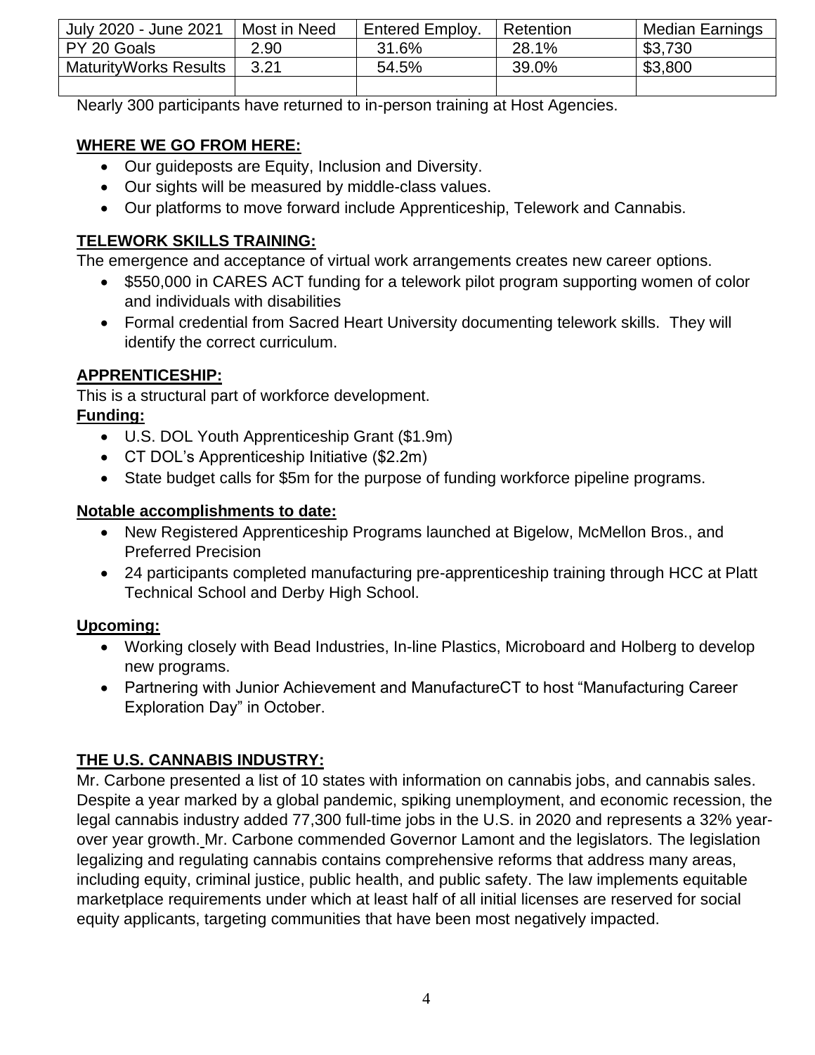| July 2020 - June 2021 | Most in Need | Entered Employ. | Retention | Median Earnings |
|---|---|---|---|---|
| PY 20 Goals | 2.90 | 31.6% | 28.1% | $3,730 |
| MaturityWorks Results | 3.21 | 54.5% | 39.0% | $3,800 |
| | | | | |

Nearly 300 participants have returned to in-person training at Host Agencies.

**WHERE WE GO FROM HERE:**

- Our guideposts are Equity, Inclusion and Diversity.
- Our sights will be measured by middle-class values.
- Our platforms to move forward include Apprenticeship, Telework and Cannabis.

**TELEWORK SKILLS TRAINING:**

The emergence and acceptance of virtual work arrangements creates new career options.

- $550,000 in CARES ACT funding for a telework pilot program supporting women of color and individuals with disabilities
- Formal credential from Sacred Heart University documenting telework skills. They will identify the correct curriculum.

**APPRENTICESHIP:**

This is a structural part of workforce development.

**Funding:**

- U.S. DOL Youth Apprenticeship Grant ($1.9m)
- CT DOL's Apprenticeship Initiative ($2.2m)
- State budget calls for $5m for the purpose of funding workforce pipeline programs.

**Notable accomplishments to date:**

- New Registered Apprenticeship Programs launched at Bigelow, McMellon Bros., and Preferred Precision
- 24 participants completed manufacturing pre-apprenticeship training through HCC at Platt Technical School and Derby High School.

**Upcoming:**

- Working closely with Bead Industries, In-line Plastics, Microboard and Holberg to develop new programs.
- Partnering with Junior Achievement and ManufactureCT to host "Manufacturing Career Exploration Day" in October.

**THE U.S. CANNABIS INDUSTRY:**

Mr. Carbone presented a list of 10 states with information on cannabis jobs, and cannabis sales. Despite a year marked by a global pandemic, spiking unemployment, and economic recession, the legal cannabis industry added 77,300 full-time jobs in the U.S. in 2020 and represents a 32% year-over year growth. Mr. Carbone commended Governor Lamont and the legislators. The legislation legalizing and regulating cannabis contains comprehensive reforms that address many areas, including equity, criminal justice, public health, and public safety. The law implements equitable marketplace requirements under which at least half of all initial licenses are reserved for social equity applicants, targeting communities that have been most negatively impacted.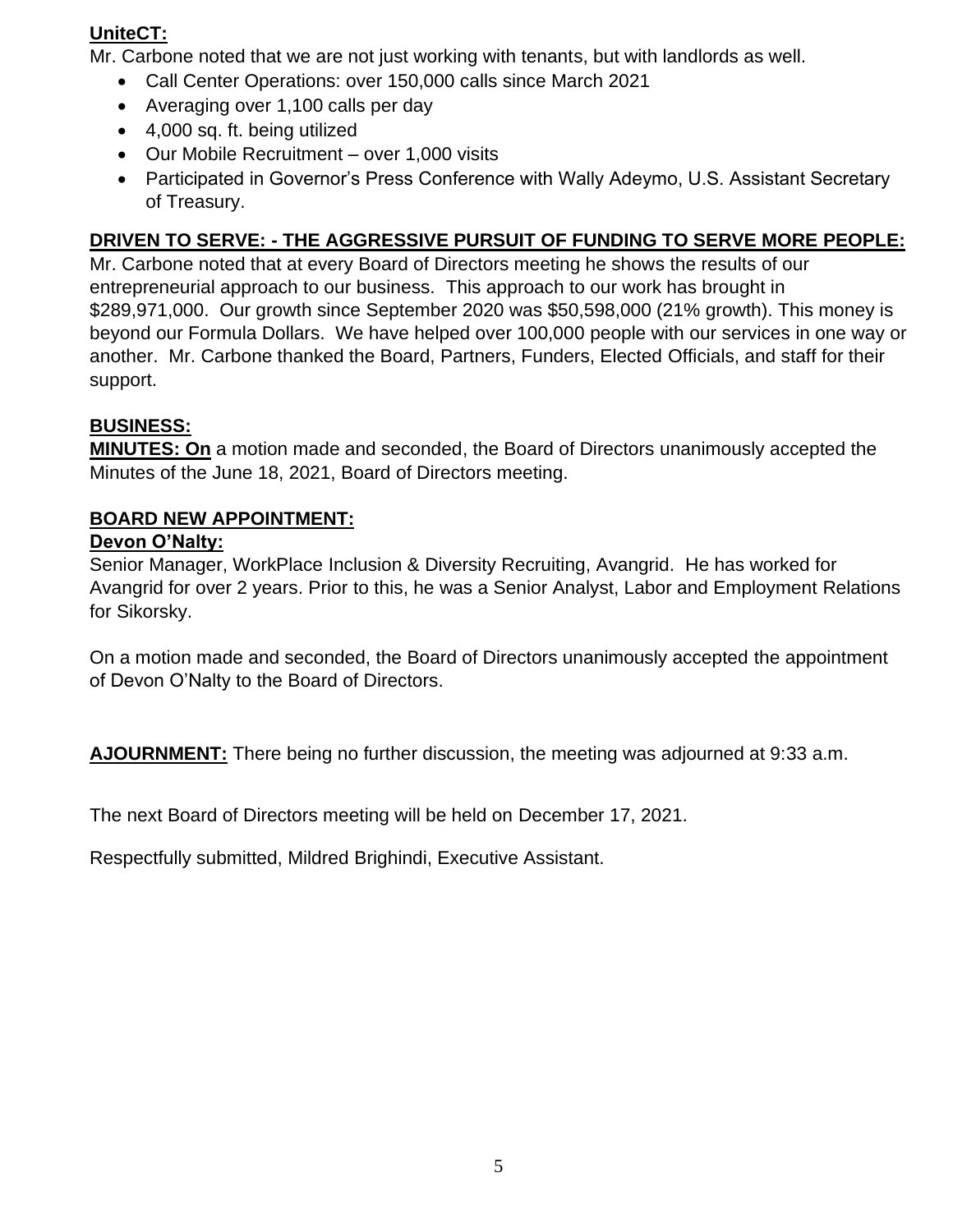**UniteCT:**

Mr. Carbone noted that we are not just working with tenants, but with landlords as well.

- Call Center Operations: over 150,000 calls since March 2021
- Averaging over 1,100 calls per day
- 4,000 sq. ft. being utilized
- Our Mobile Recruitment – over 1,000 visits
- Participated in Governor's Press Conference with Wally Adeymo, U.S. Assistant Secretary of Treasury.

**DRIVEN TO SERVE: - THE AGGRESSIVE PURSUIT OF FUNDING TO SERVE MORE PEOPLE:**

Mr. Carbone noted that at every Board of Directors meeting he shows the results of our entrepreneurial approach to our business. This approach to our work has brought in $289,971,000. Our growth since September 2020 was $50,598,000 (21% growth). This money is beyond our Formula Dollars. We have helped over 100,000 people with our services in one way or another. Mr. Carbone thanked the Board, Partners, Funders, Elected Officials, and staff for their support.

**BUSINESS:**

**MINUTES: On** a motion made and seconded, the Board of Directors unanimously accepted the Minutes of the June 18, 2021, Board of Directors meeting.

**BOARD NEW APPOINTMENT:**

**Devon O'Nalty:**

Senior Manager, WorkPlace Inclusion & Diversity Recruiting, Avangrid. He has worked for Avangrid for over 2 years. Prior to this, he was a Senior Analyst, Labor and Employment Relations for Sikorsky.

On a motion made and seconded, the Board of Directors unanimously accepted the appointment of Devon O'Nalty to the Board of Directors.

**AJOURNMENT:** There being no further discussion, the meeting was adjourned at 9:33 a.m.

The next Board of Directors meeting will be held on December 17, 2021.

Respectfully submitted, Mildred Brighindi, Executive Assistant.